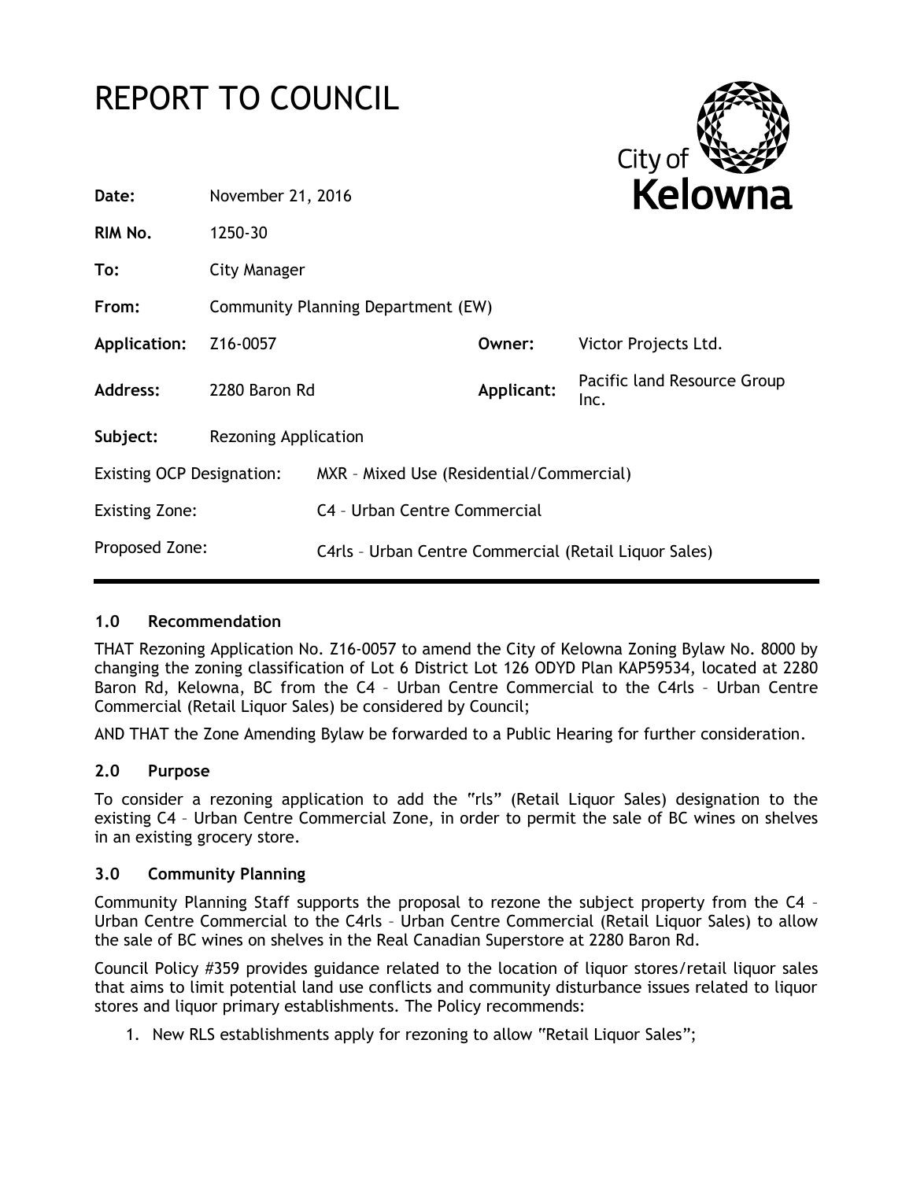# REPORT TO COUNCIL

| | | | |
|---|---|---|---|
| **Date:** | November 21, 2016 | | |
| **RIM No.** | 1250-30 | | |
| **To:** | City Manager | | |
| **From:** | Community Planning Department (EW) | | |
| **Application:** | Z16-0057 | **Owner:** | Victor Projects Ltd. |
| **Address:** | 2280 Baron Rd | **Applicant:** | Pacific land Resource Group Inc. |
| **Subject:** | Rezoning Application | | |

| | |
|---|---|
| Existing OCP Designation: | MXR – Mixed Use (Residential/Commercial) |
| Existing Zone: | C4 – Urban Centre Commercial |
| Proposed Zone: | C4rls – Urban Centre Commercial (Retail Liquor Sales) |

## 1.0 Recommendation

THAT Rezoning Application No. Z16-0057 to amend the City of Kelowna Zoning Bylaw No. 8000 by changing the zoning classification of Lot 6 District Lot 126 ODYD Plan KAP59534, located at 2280 Baron Rd, Kelowna, BC from the C4 – Urban Centre Commercial to the C4rls – Urban Centre Commercial (Retail Liquor Sales) be considered by Council;

AND THAT the Zone Amending Bylaw be forwarded to a Public Hearing for further consideration.

## 2.0 Purpose

To consider a rezoning application to add the "rls" (Retail Liquor Sales) designation to the existing C4 – Urban Centre Commercial Zone, in order to permit the sale of BC wines on shelves in an existing grocery store.

## 3.0 Community Planning

Community Planning Staff supports the proposal to rezone the subject property from the C4 – Urban Centre Commercial to the C4rls – Urban Centre Commercial (Retail Liquor Sales) to allow the sale of BC wines on shelves in the Real Canadian Superstore at 2280 Baron Rd.

Council Policy #359 provides guidance related to the location of liquor stores/retail liquor sales that aims to limit potential land use conflicts and community disturbance issues related to liquor stores and liquor primary establishments. The Policy recommends:

1. New RLS establishments apply for rezoning to allow "Retail Liquor Sales";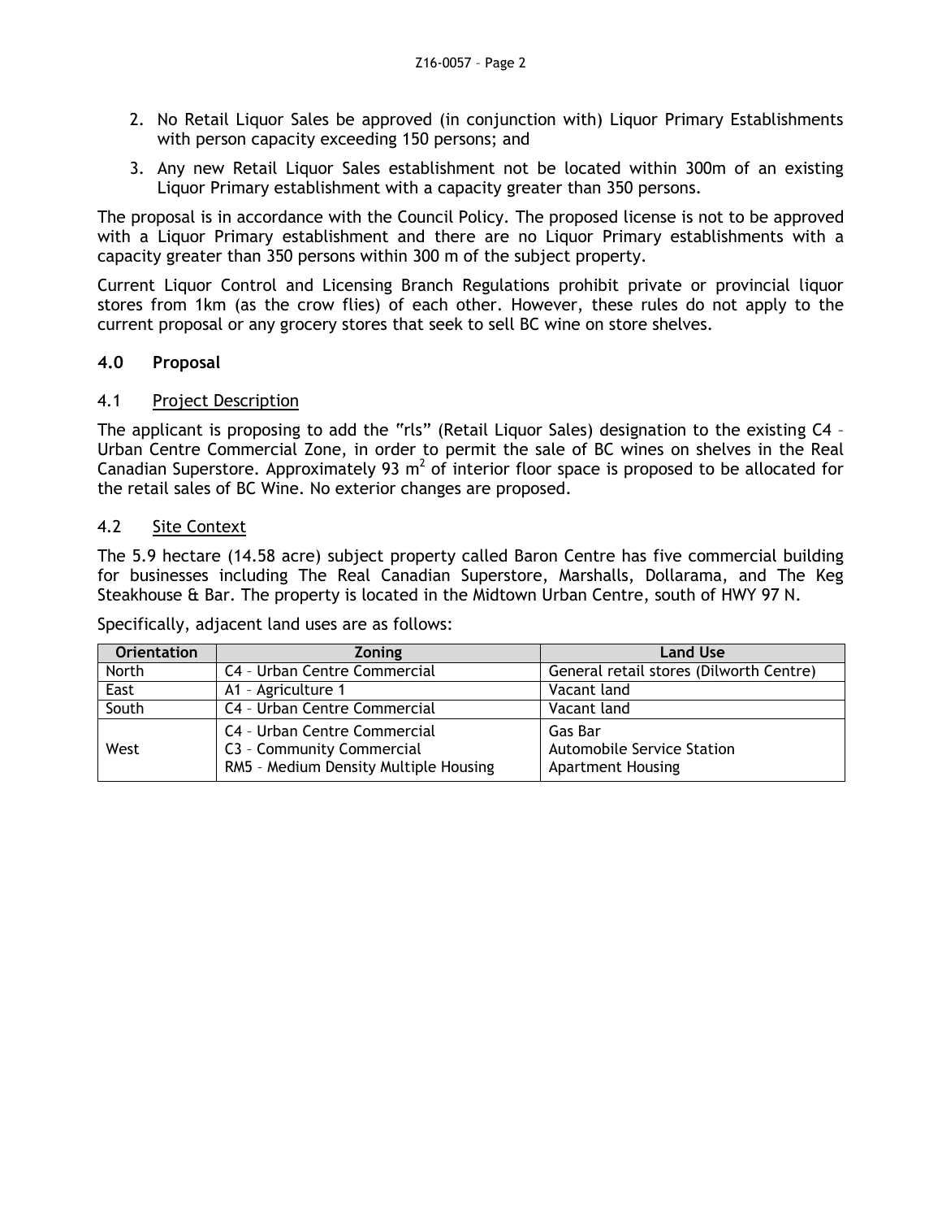2. No Retail Liquor Sales be approved (in conjunction with) Liquor Primary Establishments with person capacity exceeding 150 persons; and
3. Any new Retail Liquor Sales establishment not be located within 300m of an existing Liquor Primary establishment with a capacity greater than 350 persons.

The proposal is in accordance with the Council Policy. The proposed license is not to be approved with a Liquor Primary establishment and there are no Liquor Primary establishments with a capacity greater than 350 persons within 300 m of the subject property.

Current Liquor Control and Licensing Branch Regulations prohibit private or provincial liquor stores from 1km (as the crow flies) of each other. However, these rules do not apply to the current proposal or any grocery stores that seek to sell BC wine on store shelves.

## 4.0 Proposal

### 4.1 Project Description

The applicant is proposing to add the "rls" (Retail Liquor Sales) designation to the existing C4 – Urban Centre Commercial Zone, in order to permit the sale of BC wines on shelves in the Real Canadian Superstore. Approximately 93 $m^2$ of interior floor space is proposed to be allocated for the retail sales of BC Wine. No exterior changes are proposed.

### 4.2 Site Context

The 5.9 hectare (14.58 acre) subject property called Baron Centre has five commercial building for businesses including The Real Canadian Superstore, Marshalls, Dollarama, and The Keg Steakhouse & Bar. The property is located in the Midtown Urban Centre, south of HWY 97 N.

Specifically, adjacent land uses are as follows:

| Orientation | Zoning | Land Use |
|---|---|---|
| North | C4 – Urban Centre Commercial | General retail stores (Dilworth Centre) |
| East | A1 – Agriculture 1 | Vacant land |
| South | C4 – Urban Centre Commercial | Vacant land |
| West | C4 – Urban Centre Commercial<br>C3 – Community Commercial<br>RM5 – Medium Density Multiple Housing | Gas Bar<br>Automobile Service Station<br>Apartment Housing |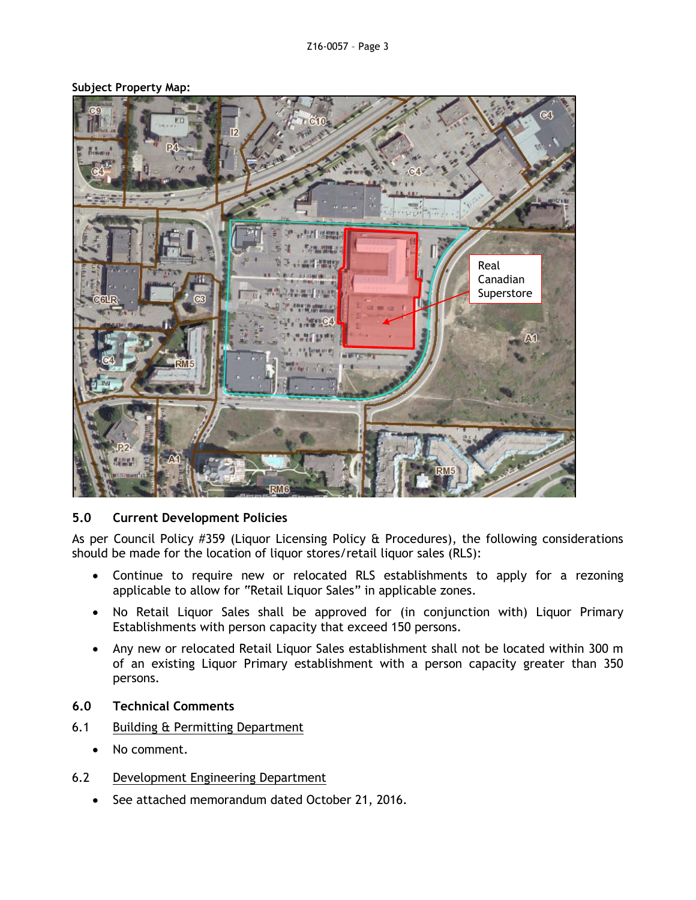**Subject Property Map:**

## 5.0 Current Development Policies

As per Council Policy #359 (Liquor Licensing Policy & Procedures), the following considerations should be made for the location of liquor stores/retail liquor sales (RLS):

- Continue to require new or relocated RLS establishments to apply for a rezoning applicable to allow for "Retail Liquor Sales" in applicable zones.
- No Retail Liquor Sales shall be approved for (in conjunction with) Liquor Primary Establishments with person capacity that exceed 150 persons.
- Any new or relocated Retail Liquor Sales establishment shall not be located within 300 m of an existing Liquor Primary establishment with a person capacity greater than 350 persons.

## 6.0 Technical Comments

### 6.1 Building & Permitting Department

- No comment.

### 6.2 Development Engineering Department

- See attached memorandum dated October 21, 2016.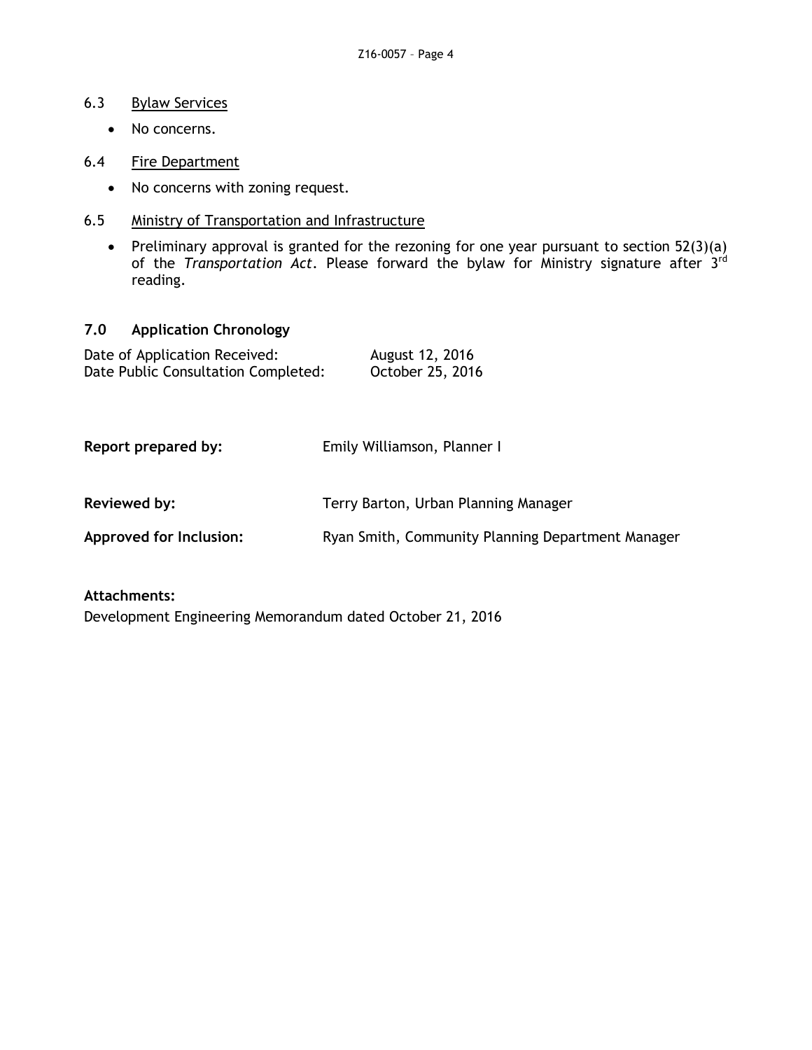### 6.3 Bylaw Services

- No concerns.

### 6.4 Fire Department

- No concerns with zoning request.

### 6.5 Ministry of Transportation and Infrastructure

- Preliminary approval is granted for the rezoning for one year pursuant to section 52(3)(a) of the *Transportation Act*. Please forward the bylaw for Ministry signature after 3rd reading.

## 7.0 Application Chronology

| | |
|---|---|
| Date of Application Received: | August 12, 2016 |
| Date Public Consultation Completed: | October 25, 2016 |

**Report prepared by:** Emily Williamson, Planner I

**Reviewed by:** Terry Barton, Urban Planning Manager

**Approved for Inclusion:** Ryan Smith, Community Planning Department Manager

**Attachments:**

Development Engineering Memorandum dated October 21, 2016